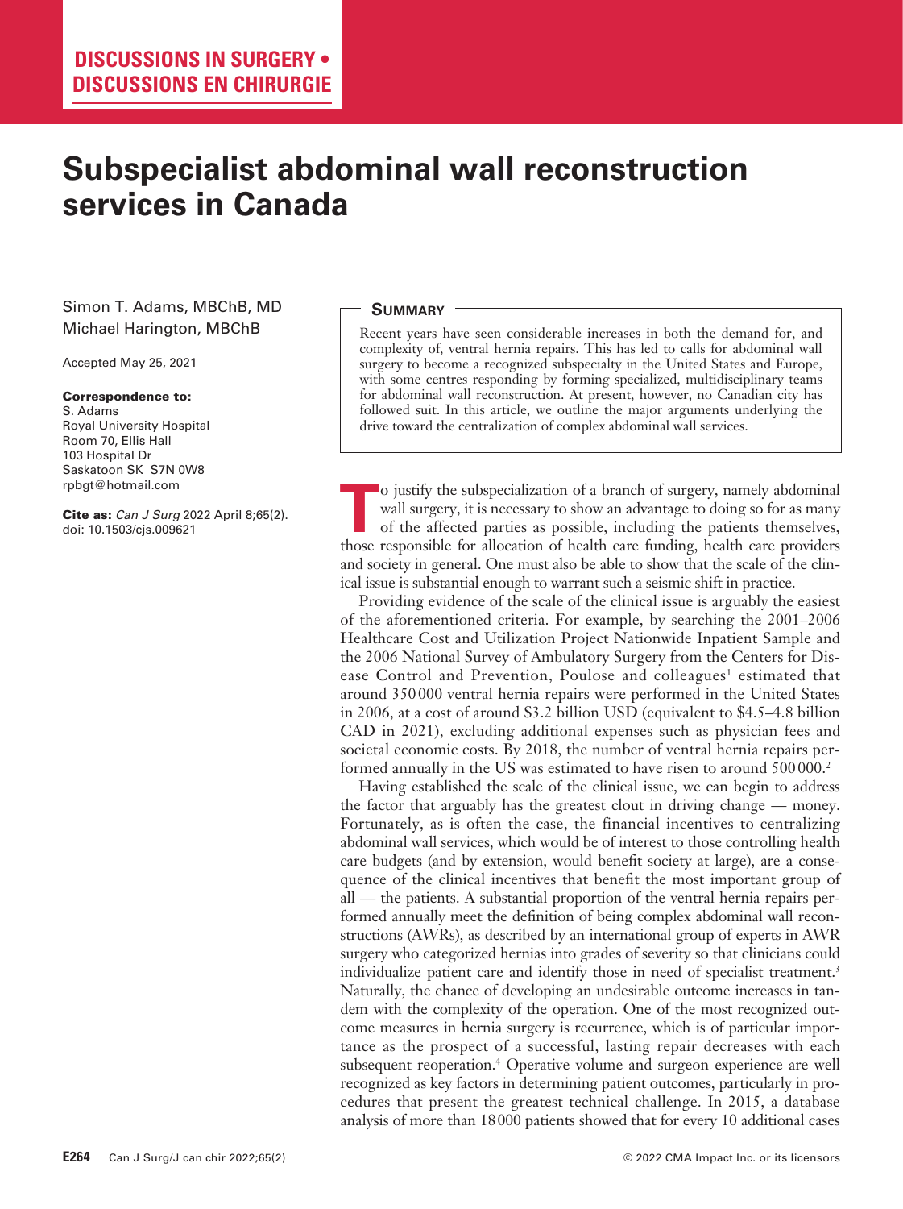**DISCUSSIONS IN SURGERY • DISCUSSIONS EN CHIRURGIE**

# Subspecialist abdominal wall reconstruction services in Canada

Simon T. Adams, MBChB, MD
Michael Harington, MBChB

Accepted May 25, 2021

**Correspondence to:**
S. Adams
Royal University Hospital
Room 70, Ellis Hall
103 Hospital Dr
Saskatoon SK S7N 0W8
rpbgt@hotmail.com

**Cite as:** *Can J Surg* 2022 April 8;65(2).
doi: 10.1503/cjs.009621

## Summary

Recent years have seen considerable increases in both the demand for, and complexity of, ventral hernia repairs. This has led to calls for abdominal wall surgery to become a recognized subspecialty in the United States and Europe, with some centres responding by forming specialized, multidisciplinary teams for abdominal wall reconstruction. At present, however, no Canadian city has followed suit. In this article, we outline the major arguments underlying the drive toward the centralization of complex abdominal wall services.

To justify the subspecialization of a branch of surgery, namely abdominal wall surgery, it is necessary to show an advantage to doing so for as many of the affected parties as possible, including the patients themselves, those responsible for allocation of health care funding, health care providers and society in general. One must also be able to show that the scale of the clinical issue is substantial enough to warrant such a seismic shift in practice.

Providing evidence of the scale of the clinical issue is arguably the easiest of the aforementioned criteria. For example, by searching the 2001–2006 Healthcare Cost and Utilization Project Nationwide Inpatient Sample and the 2006 National Survey of Ambulatory Surgery from the Centers for Disease Control and Prevention, Poulose and colleagues[1] estimated that around 350 000 ventral hernia repairs were performed in the United States in 2006, at a cost of around $3.2 billion USD (equivalent to $4.5–4.8 billion CAD in 2021), excluding additional expenses such as physician fees and societal economic costs. By 2018, the number of ventral hernia repairs performed annually in the US was estimated to have risen to around 500 000.[2]

Having established the scale of the clinical issue, we can begin to address the factor that arguably has the greatest clout in driving change — money. Fortunately, as is often the case, the financial incentives to centralizing abdominal wall services, which would be of interest to those controlling health care budgets (and by extension, would benefit society at large), are a consequence of the clinical incentives that benefit the most important group of all — the patients. A substantial proportion of the ventral hernia repairs performed annually meet the definition of being complex abdominal wall reconstructions (AWRs), as described by an international group of experts in AWR surgery who categorized hernias into grades of severity so that clinicians could individualize patient care and identify those in need of specialist treatment.[3] Naturally, the chance of developing an undesirable outcome increases in tandem with the complexity of the operation. One of the most recognized outcome measures in hernia surgery is recurrence, which is of particular importance as the prospect of a successful, lasting repair decreases with each subsequent reoperation.[4] Operative volume and surgeon experience are well recognized as key factors in determining patient outcomes, particularly in procedures that present the greatest technical challenge. In 2015, a database analysis of more than 18 000 patients showed that for every 10 additional cases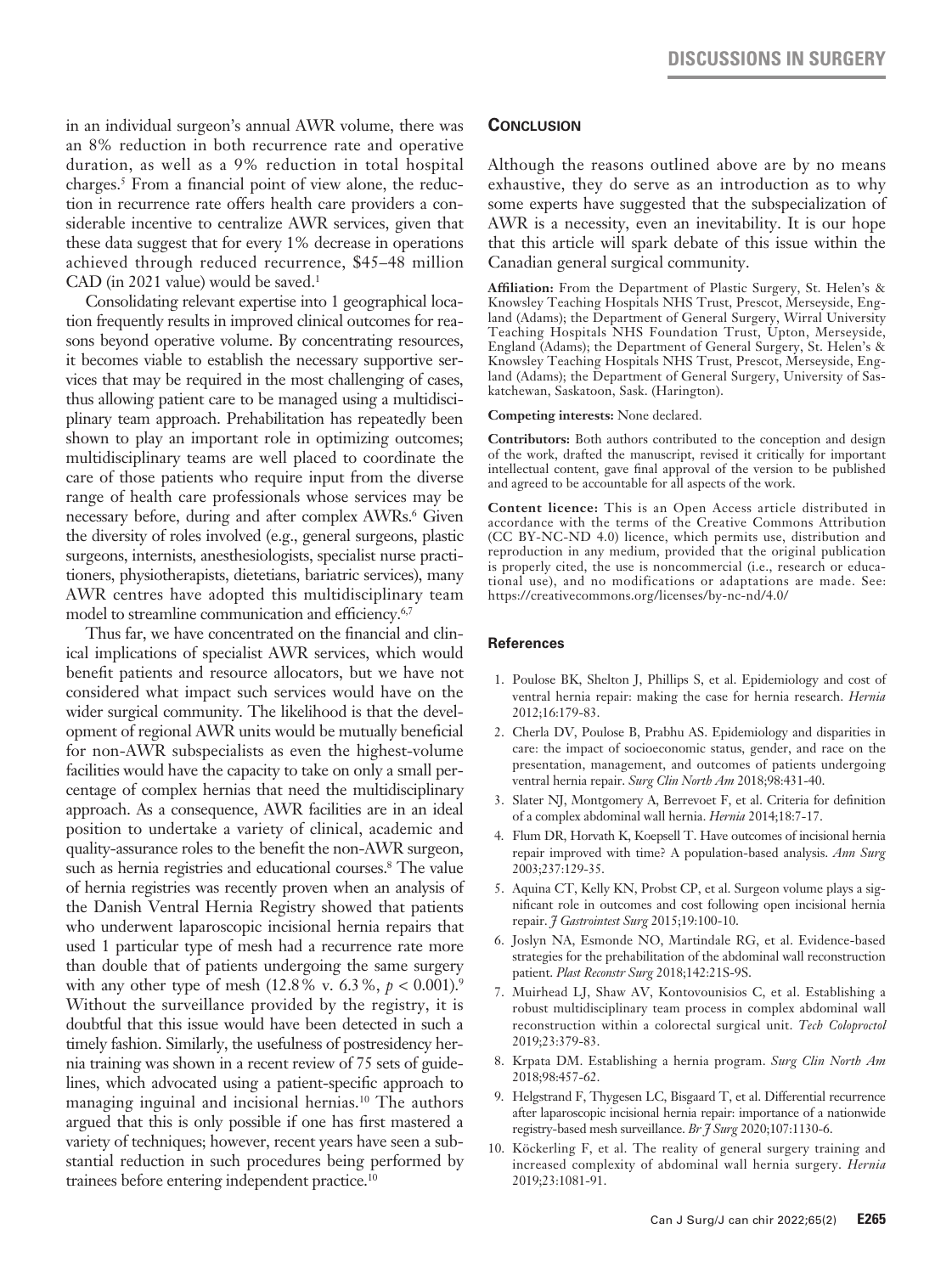in an individual surgeon's annual AWR volume, there was an 8% reduction in both recurrence rate and operative duration, as well as a 9% reduction in total hospital charges.[5] From a financial point of view alone, the reduction in recurrence rate offers health care providers a considerable incentive to centralize AWR services, given that these data suggest that for every 1% decrease in operations achieved through reduced recurrence, \$45–48 million CAD (in 2021 value) would be saved.[1]

Consolidating relevant expertise into 1 geographical location frequently results in improved clinical outcomes for reasons beyond operative volume. By concentrating resources, it becomes viable to establish the necessary supportive services that may be required in the most challenging of cases, thus allowing patient care to be managed using a multidisciplinary team approach. Prehabilitation has repeatedly been shown to play an important role in optimizing outcomes; multidisciplinary teams are well placed to coordinate the care of those patients who require input from the diverse range of health care professionals whose services may be necessary before, during and after complex AWRs.[6] Given the diversity of roles involved (e.g., general surgeons, plastic surgeons, internists, anesthesiologists, specialist nurse practitioners, physiotherapists, dietetians, bariatric services), many AWR centres have adopted this multidisciplinary team model to streamline communication and efficiency.[6,7]

Thus far, we have concentrated on the financial and clinical implications of specialist AWR services, which would benefit patients and resource allocators, but we have not considered what impact such services would have on the wider surgical community. The likelihood is that the development of regional AWR units would be mutually beneficial for non-AWR subspecialists as even the highest-volume facilities would have the capacity to take on only a small percentage of complex hernias that need the multidisciplinary approach. As a consequence, AWR facilities are in an ideal position to undertake a variety of clinical, academic and quality-assurance roles to the benefit the non-AWR surgeon, such as hernia registries and educational courses.[8] The value of hernia registries was recently proven when an analysis of the Danish Ventral Hernia Registry showed that patients who underwent laparoscopic incisional hernia repairs that used 1 particular type of mesh had a recurrence rate more than double that of patients undergoing the same surgery with any other type of mesh (12.8% v. 6.3%, $p < 0.001$).[9] Without the surveillance provided by the registry, it is doubtful that this issue would have been detected in such a timely fashion. Similarly, the usefulness of postresidency hernia training was shown in a recent review of 75 sets of guidelines, which advocated using a patient-specific approach to managing inguinal and incisional hernias.[10] The authors argued that this is only possible if one has first mastered a variety of techniques; however, recent years have seen a substantial reduction in such procedures being performed by trainees before entering independent practice.[10]

## Conclusion

Although the reasons outlined above are by no means exhaustive, they do serve as an introduction as to why some experts have suggested that the subspecialization of AWR is a necessity, even an inevitability. It is our hope that this article will spark debate of this issue within the Canadian general surgical community.

**Affiliation:** From the Department of Plastic Surgery, St. Helen's & Knowsley Teaching Hospitals NHS Trust, Prescot, Merseyside, England (Adams); the Department of General Surgery, Wirral University Teaching Hospitals NHS Foundation Trust, Upton, Merseyside, England (Adams); the Department of General Surgery, St. Helen's & Knowsley Teaching Hospitals NHS Trust, Prescot, Merseyside, England (Adams); the Department of General Surgery, University of Saskatchewan, Saskatoon, Sask. (Harington).

**Competing interests:** None declared.

**Contributors:** Both authors contributed to the conception and design of the work, drafted the manuscript, revised it critically for important intellectual content, gave final approval of the version to be published and agreed to be accountable for all aspects of the work.

**Content licence:** This is an Open Access article distributed in accordance with the terms of the Creative Commons Attribution (CC BY-NC-ND 4.0) licence, which permits use, distribution and reproduction in any medium, provided that the original publication is properly cited, the use is noncommercial (i.e., research or educational use), and no modifications or adaptations are made. See: https://creativecommons.org/licenses/by-nc-nd/4.0/

## References

1. Poulose BK, Shelton J, Phillips S, et al. Epidemiology and cost of ventral hernia repair: making the case for hernia research. *Hernia* 2012;16:179-83.
2. Cherla DV, Poulose B, Prabhu AS. Epidemiology and disparities in care: the impact of socioeconomic status, gender, and race on the presentation, management, and outcomes of patients undergoing ventral hernia repair. *Surg Clin North Am* 2018;98:431-40.
3. Slater NJ, Montgomery A, Berrevoet F, et al. Criteria for definition of a complex abdominal wall hernia. *Hernia* 2014;18:7-17.
4. Flum DR, Horvath K, Koepsell T. Have outcomes of incisional hernia repair improved with time? A population-based analysis. *Ann Surg* 2003;237:129-35.
5. Aquina CT, Kelly KN, Probst CP, et al. Surgeon volume plays a significant role in outcomes and cost following open incisional hernia repair. *J Gastrointest Surg* 2015;19:100-10.
6. Joslyn NA, Esmonde NO, Martindale RG, et al. Evidence-based strategies for the prehabilitation of the abdominal wall reconstruction patient. *Plast Reconstr Surg* 2018;142:21S-9S.
7. Muirhead LJ, Shaw AV, Kontovounisios C, et al. Establishing a robust multidisciplinary team process in complex abdominal wall reconstruction within a colorectal surgical unit. *Tech Coloproctol* 2019;23:379-83.
8. Krpata DM. Establishing a hernia program. *Surg Clin North Am* 2018;98:457-62.
9. Helgstrand F, Thygesen LC, Bisgaard T, et al. Differential recurrence after laparoscopic incisional hernia repair: importance of a nationwide registry-based mesh surveillance. *Br J Surg* 2020;107:1130-6.
10. Köckerling F, et al. The reality of general surgery training and increased complexity of abdominal wall hernia surgery. *Hernia* 2019;23:1081-91.